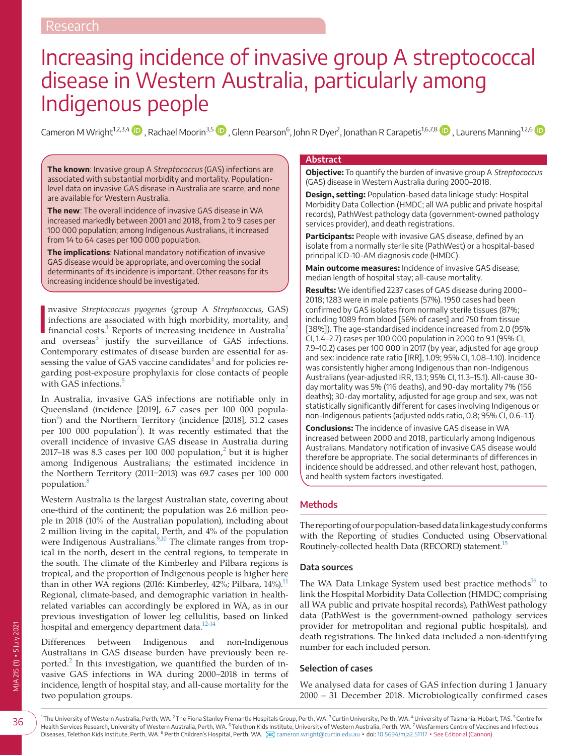Research

# Increasing incidence of invasive group A streptococcal disease in Western Australia, particularly among Indigenous people

Cameron M Wright[1,2,3,4], Rachael Moorin[3,5], Glenn Pearson[6], John R Dyer[2], Jonathan R Carapetis[1,6,7,8], Laurens Manning[1,2,6]

**The known**: Invasive group A *Streptococcus* (GAS) infections are associated with substantial morbidity and mortality. Population-level data on invasive GAS disease in Australia are scarce, and none are available for Western Australia.

**The new**: The overall incidence of invasive GAS disease in WA increased markedly between 2001 and 2018, from 2 to 9 cases per 100 000 population; among Indigenous Australians, it increased from 14 to 64 cases per 100 000 population.

**The implications**: National mandatory notification of invasive GAS disease would be appropriate, and overcoming the social determinants of its incidence is important. Other reasons for its increasing incidence should be investigated.

## Abstract

**Objective:** To quantify the burden of invasive group A *Streptococcus* (GAS) disease in Western Australia during 2000–2018.

**Design, setting:** Population-based data linkage study: Hospital Morbidity Data Collection (HMDC; all WA public and private hospital records), PathWest pathology data (government-owned pathology services provider), and death registrations.

**Participants:** People with invasive GAS disease, defined by an isolate from a normally sterile site (PathWest) or a hospital-based principal ICD-10-AM diagnosis code (HMDC).

**Main outcome measures:** Incidence of invasive GAS disease; median length of hospital stay; all-cause mortality.

**Results:** We identified 2237 cases of GAS disease during 2000–2018; 1283 were in male patients (57%). 1950 cases had been confirmed by GAS isolates from normally sterile tissues (87%; including 1089 from blood [56% of cases] and 750 from tissue [38%]). The age-standardised incidence increased from 2.0 (95% CI, 1.4–2.7) cases per 100 000 population in 2000 to 9.1 (95% CI, 7.9–10.2) cases per 100 000 in 2017 (by year, adjusted for age group and sex: incidence rate ratio [IRR], 1.09; 95% CI, 1.08–1.10). Incidence was consistently higher among Indigenous than non-Indigenous Australians (year-adjusted IRR, 13.1; 95% CI, 11.3–15.1). All-cause 30-day mortality was 5% (116 deaths), and 90-day mortality 7% (156 deaths); 30-day mortality, adjusted for age group and sex, was not statistically significantly different for cases involving Indigenous or non-Indigenous patients (adjusted odds ratio, 0.8; 95% CI, 0.6–1.1).

**Conclusions:** The incidence of invasive GAS disease in WA increased between 2000 and 2018, particularly among Indigenous Australians. Mandatory notification of invasive GAS disease would therefore be appropriate. The social determinants of differences in incidence should be addressed, and other relevant host, pathogen, and health system factors investigated.

Invasive *Streptococcus pyogenes* (group A *Streptococcus*, GAS) infections are associated with high morbidity, mortality, and financial costs.[1] Reports of increasing incidence in Australia[2] and overseas[3] justify the surveillance of GAS infections. Contemporary estimates of disease burden are essential for assessing the value of GAS vaccine candidates[4] and for policies regarding post-exposure prophylaxis for close contacts of people with GAS infections.[5]

In Australia, invasive GAS infections are notifiable only in Queensland (incidence [2019], 6.7 cases per 100 000 population[6]) and the Northern Territory (incidence [2018], 31.2 cases per 100 000 population[7]). It was recently estimated that the overall incidence of invasive GAS disease in Australia during 2017–18 was 8.3 cases per 100 000 population,[2] but it is higher among Indigenous Australians; the estimated incidence in the Northern Territory (2011–2013) was 69.7 cases per 100 000 population.[8]

Western Australia is the largest Australian state, covering about one-third of the continent; the population was 2.6 million people in 2018 (10% of the Australian population), including about 2 million living in the capital, Perth, and 4% of the population were Indigenous Australians.[9,10] The climate ranges from tropical in the north, desert in the central regions, to temperate in the south. The climate of the Kimberley and Pilbara regions is tropical, and the proportion of Indigenous people is higher here than in other WA regions (2016: Kimberley, 42%; Pilbara, 14%).[11] Regional, climate-based, and demographic variation in health-related variables can accordingly be explored in WA, as in our previous investigation of lower leg cellulitis, based on linked hospital and emergency department data.[12-14]

Differences between Indigenous and non-Indigenous Australians in GAS disease burden have previously been reported.[2] In this investigation, we quantified the burden of invasive GAS infections in WA during 2000–2018 in terms of incidence, length of hospital stay, and all-cause mortality for the two population groups.

## Methods

The reporting of our population-based data linkage study conforms with the Reporting of studies Conducted using Observational Routinely-collected health Data (RECORD) statement.[15]

### Data sources

The WA Data Linkage System used best practice methods[16] to link the Hospital Morbidity Data Collection (HMDC; comprising all WA public and private hospital records), PathWest pathology data (PathWest is the government-owned pathology services provider for metropolitan and regional public hospitals), and death registrations. The linked data included a non-identifying number for each included person.

### Selection of cases

We analysed data for cases of GAS infection during 1 January 2000 – 31 December 2018. Microbiologically confirmed cases

[1] The University of Western Australia, Perth, WA. [2] The Fiona Stanley Fremantle Hospitals Group, Perth, WA. [3] Curtin University, Perth, WA. [4] University of Tasmania, Hobart, TAS. [5] Centre for Health Services Research, University of Western Australia, Perth, WA. [6] Telethon Kids Institute, University of Western Australia, Perth, WA. [7] Wesfarmers Centre of Vaccines and Infectious Diseases, Telethon Kids Institute, Perth, WA. [8] Perth Children's Hospital, Perth, WA. cameron.wright@curtin.edu.au • doi: 10.5694/mja2.51117 • See Editorial (Cannon).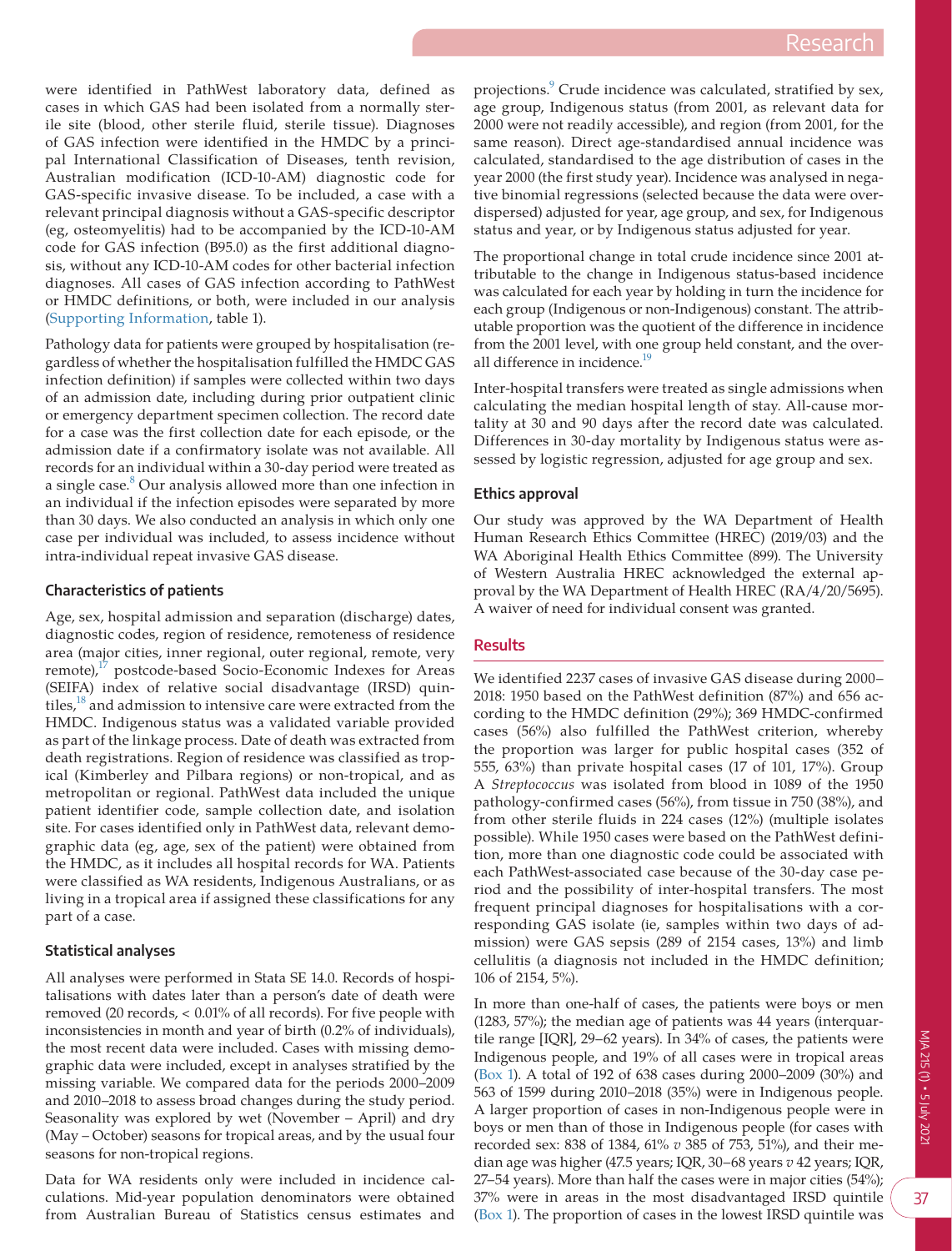were identified in PathWest laboratory data, defined as cases in which GAS had been isolated from a normally sterile site (blood, other sterile fluid, sterile tissue). Diagnoses of GAS infection were identified in the HMDC by a principal International Classification of Diseases, tenth revision, Australian modification (ICD-10-AM) diagnostic code for GAS-specific invasive disease. To be included, a case with a relevant principal diagnosis without a GAS-specific descriptor (eg, osteomyelitis) had to be accompanied by the ICD-10-AM code for GAS infection (B95.0) as the first additional diagnosis, without any ICD-10-AM codes for other bacterial infection diagnoses. All cases of GAS infection according to PathWest or HMDC definitions, or both, were included in our analysis (Supporting Information, table 1).

Pathology data for patients were grouped by hospitalisation (regardless of whether the hospitalisation fulfilled the HMDC GAS infection definition) if samples were collected within two days of an admission date, including during prior outpatient clinic or emergency department specimen collection. The record date for a case was the first collection date for each episode, or the admission date if a confirmatory isolate was not available. All records for an individual within a 30-day period were treated as a single case.[8] Our analysis allowed more than one infection in an individual if the infection episodes were separated by more than 30 days. We also conducted an analysis in which only one case per individual was included, to assess incidence without intra-individual repeat invasive GAS disease.

### Characteristics of patients

Age, sex, hospital admission and separation (discharge) dates, diagnostic codes, region of residence, remoteness of residence area (major cities, inner regional, outer regional, remote, very remote),[17] postcode-based Socio-Economic Indexes for Areas (SEIFA) index of relative social disadvantage (IRSD) quintiles,[18] and admission to intensive care were extracted from the HMDC. Indigenous status was a validated variable provided as part of the linkage process. Date of death was extracted from death registrations. Region of residence was classified as tropical (Kimberley and Pilbara regions) or non-tropical, and as metropolitan or regional. PathWest data included the unique patient identifier code, sample collection date, and isolation site. For cases identified only in PathWest data, relevant demographic data (eg, age, sex of the patient) were obtained from the HMDC, as it includes all hospital records for WA. Patients were classified as WA residents, Indigenous Australians, or as living in a tropical area if assigned these classifications for any part of a case.

### Statistical analyses

All analyses were performed in Stata SE 14.0. Records of hospitalisations with dates later than a person's date of death were removed (20 records, < 0.01% of all records). For five people with inconsistencies in month and year of birth (0.2% of individuals), the most recent data were included. Cases with missing demographic data were included, except in analyses stratified by the missing variable. We compared data for the periods 2000–2009 and 2010–2018 to assess broad changes during the study period. Seasonality was explored by wet (November – April) and dry (May – October) seasons for tropical areas, and by the usual four seasons for non-tropical regions.

Data for WA residents only were included in incidence calculations. Mid-year population denominators were obtained from Australian Bureau of Statistics census estimates and projections.[9] Crude incidence was calculated, stratified by sex, age group, Indigenous status (from 2001, as relevant data for 2000 were not readily accessible), and region (from 2001, for the same reason). Direct age-standardised annual incidence was calculated, standardised to the age distribution of cases in the year 2000 (the first study year). Incidence was analysed in negative binomial regressions (selected because the data were overdispersed) adjusted for year, age group, and sex, for Indigenous status and year, or by Indigenous status adjusted for year.

The proportional change in total crude incidence since 2001 attributable to the change in Indigenous status-based incidence was calculated for each year by holding in turn the incidence for each group (Indigenous or non-Indigenous) constant. The attributable proportion was the quotient of the difference in incidence from the 2001 level, with one group held constant, and the overall difference in incidence.[19]

Inter-hospital transfers were treated as single admissions when calculating the median hospital length of stay. All-cause mortality at 30 and 90 days after the record date was calculated. Differences in 30-day mortality by Indigenous status were assessed by logistic regression, adjusted for age group and sex.

### Ethics approval

Our study was approved by the WA Department of Health Human Research Ethics Committee (HREC) (2019/03) and the WA Aboriginal Health Ethics Committee (899). The University of Western Australia HREC acknowledged the external approval by the WA Department of Health HREC (RA/4/20/5695). A waiver of need for individual consent was granted.

## Results

We identified 2237 cases of invasive GAS disease during 2000–2018: 1950 based on the PathWest definition (87%) and 656 according to the HMDC definition (29%); 369 HMDC-confirmed cases (56%) also fulfilled the PathWest criterion, whereby the proportion was larger for public hospital cases (352 of 555, 63%) than private hospital cases (17 of 101, 17%). Group A *Streptococcus* was isolated from blood in 1089 of the 1950 pathology-confirmed cases (56%), from tissue in 750 (38%), and from other sterile fluids in 224 cases (12%) (multiple isolates possible). While 1950 cases were based on the PathWest definition, more than one diagnostic code could be associated with each PathWest-associated case because of the 30-day case period and the possibility of inter-hospital transfers. The most frequent principal diagnoses for hospitalisations with a corresponding GAS isolate (ie, samples within two days of admission) were GAS sepsis (289 of 2154 cases, 13%) and limb cellulitis (a diagnosis not included in the HMDC definition; 106 of 2154, 5%).

In more than one-half of cases, the patients were boys or men (1283, 57%); the median age of patients was 44 years (interquartile range [IQR], 29–62 years). In 34% of cases, the patients were Indigenous people, and 19% of all cases were in tropical areas (Box 1). A total of 192 of 638 cases during 2000–2009 (30%) and 563 of 1599 during 2010–2018 (35%) were in Indigenous people. A larger proportion of cases in non-Indigenous people were in boys or men than of those in Indigenous people (for cases with recorded sex: 838 of 1384, 61% *v* 385 of 753, 51%), and their median age was higher (47.5 years; IQR, 30–68 years *v* 42 years; IQR, 27–54 years). More than half the cases were in major cities (54%); 37% were in areas in the most disadvantaged IRSD quintile (Box 1). The proportion of cases in the lowest IRSD quintile was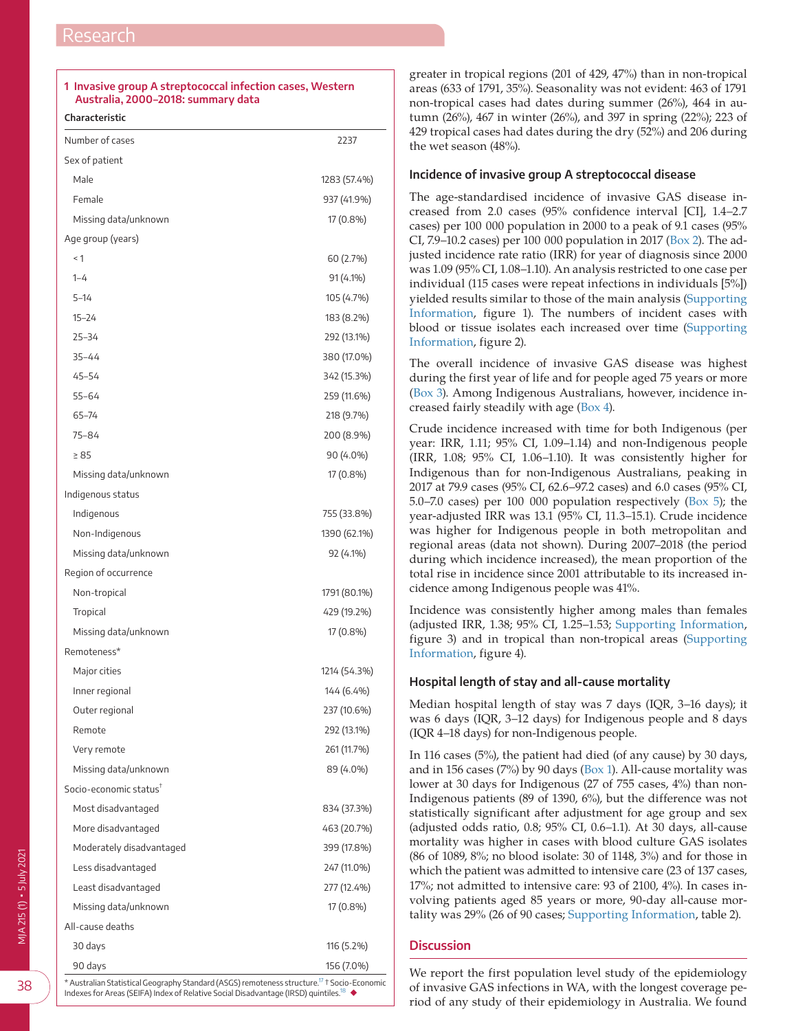**1 Invasive group A streptococcal infection cases, Western Australia, 2000–2018: summary data**

| Characteristic | |
|---|---|
| Number of cases | 2237 |
| Sex of patient | |
| Male | 1283 (57.4%) |
| Female | 937 (41.9%) |
| Missing data/unknown | 17 (0.8%) |
| Age group (years) | |
| < 1 | 60 (2.7%) |
| 1–4 | 91 (4.1%) |
| 5–14 | 105 (4.7%) |
| 15–24 | 183 (8.2%) |
| 25–34 | 292 (13.1%) |
| 35–44 | 380 (17.0%) |
| 45–54 | 342 (15.3%) |
| 55–64 | 259 (11.6%) |
| 65–74 | 218 (9.7%) |
| 75–84 | 200 (8.9%) |
| ≥ 85 | 90 (4.0%) |
| Missing data/unknown | 17 (0.8%) |
| Indigenous status | |
| Indigenous | 755 (33.8%) |
| Non-Indigenous | 1390 (62.1%) |
| Missing data/unknown | 92 (4.1%) |
| Region of occurrence | |
| Non-tropical | 1791 (80.1%) |
| Tropical | 429 (19.2%) |
| Missing data/unknown | 17 (0.8%) |
| Remoteness* | |
| Major cities | 1214 (54.3%) |
| Inner regional | 144 (6.4%) |
| Outer regional | 237 (10.6%) |
| Remote | 292 (13.1%) |
| Very remote | 261 (11.7%) |
| Missing data/unknown | 89 (4.0%) |
| Socio-economic status† | |
| Most disadvantaged | 834 (37.3%) |
| More disadvantaged | 463 (20.7%) |
| Moderately disadvantaged | 399 (17.8%) |
| Less disadvantaged | 247 (11.0%) |
| Least disadvantaged | 277 (12.4%) |
| Missing data/unknown | 17 (0.8%) |
| All-cause deaths | |
| 30 days | 116 (5.2%) |
| 90 days | 156 (7.0%) |

* Australian Statistical Geography Standard (ASGS) remoteness structure.[17] † Socio-Economic Indexes for Areas (SEIFA) Index of Relative Social Disadvantage (IRSD) quintiles.[18] ◆

greater in tropical regions (201 of 429, 47%) than in non-tropical areas (633 of 1791, 35%). Seasonality was not evident: 463 of 1791 non-tropical cases had dates during summer (26%), 464 in autumn (26%), 467 in winter (26%), and 397 in spring (22%); 223 of 429 tropical cases had dates during the dry (52%) and 206 during the wet season (48%).

### Incidence of invasive group A streptococcal disease

The age-standardised incidence of invasive GAS disease increased from 2.0 cases (95% confidence interval [CI], 1.4–2.7 cases) per 100 000 population in 2000 to a peak of 9.1 cases (95% CI, 7.9–10.2 cases) per 100 000 population in 2017 (Box 2). The adjusted incidence rate ratio (IRR) for year of diagnosis since 2000 was 1.09 (95% CI, 1.08–1.10). An analysis restricted to one case per individual (115 cases were repeat infections in individuals [5%]) yielded results similar to those of the main analysis (Supporting Information, figure 1). The numbers of incident cases with blood or tissue isolates each increased over time (Supporting Information, figure 2).

The overall incidence of invasive GAS disease was highest during the first year of life and for people aged 75 years or more (Box 3). Among Indigenous Australians, however, incidence increased fairly steadily with age (Box 4).

Crude incidence increased with time for both Indigenous (per year: IRR, 1.11; 95% CI, 1.09–1.14) and non-Indigenous people (IRR, 1.08; 95% CI, 1.06–1.10). It was consistently higher for Indigenous than for non-Indigenous Australians, peaking in 2017 at 79.9 cases (95% CI, 62.6–97.2 cases) and 6.0 cases (95% CI, 5.0–7.0 cases) per 100 000 population respectively (Box 5); the year-adjusted IRR was 13.1 (95% CI, 11.3–15.1). Crude incidence was higher for Indigenous people in both metropolitan and regional areas (data not shown). During 2007–2018 (the period during which incidence increased), the mean proportion of the total rise in incidence since 2001 attributable to its increased incidence among Indigenous people was 41%.

Incidence was consistently higher among males than females (adjusted IRR, 1.38; 95% CI, 1.25–1.53; Supporting Information, figure 3) and in tropical than non-tropical areas (Supporting Information, figure 4).

### Hospital length of stay and all-cause mortality

Median hospital length of stay was 7 days (IQR, 3–16 days); it was 6 days (IQR, 3–12 days) for Indigenous people and 8 days (IQR 4–18 days) for non-Indigenous people.

In 116 cases (5%), the patient had died (of any cause) by 30 days, and in 156 cases (7%) by 90 days (Box 1). All-cause mortality was lower at 30 days for Indigenous (27 of 755 cases, 4%) than non-Indigenous patients (89 of 1390, 6%), but the difference was not statistically significant after adjustment for age group and sex (adjusted odds ratio, 0.8; 95% CI, 0.6–1.1). At 30 days, all-cause mortality was higher in cases with blood culture GAS isolates (86 of 1089, 8%; no blood isolate: 30 of 1148, 3%) and for those in which the patient was admitted to intensive care (23 of 137 cases, 17%; not admitted to intensive care: 93 of 2100, 4%). In cases involving patients aged 85 years or more, 90-day all-cause mortality was 29% (26 of 90 cases; Supporting Information, table 2).

## Discussion

We report the first population level study of the epidemiology of invasive GAS infections in WA, with the longest coverage period of any study of their epidemiology in Australia. We found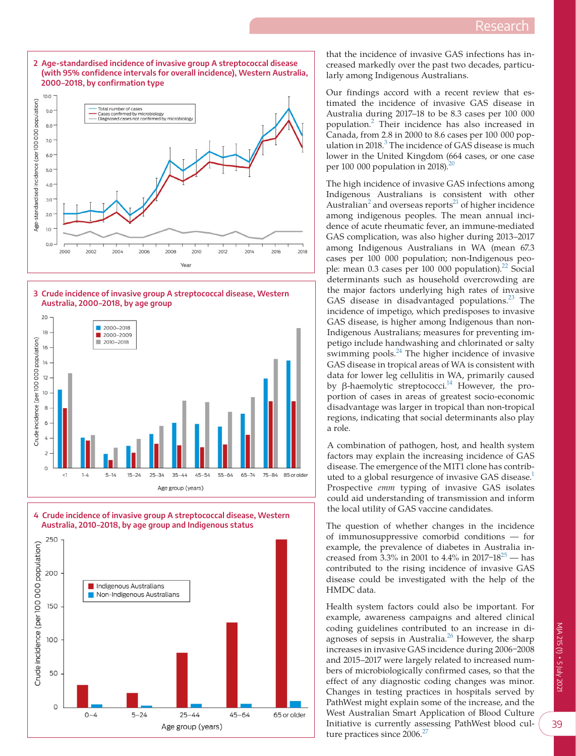**2 Age-standardised incidence of invasive group A streptococcal disease (with 95% confidence intervals for overall incidence), Western Australia, 2000–2018, by confirmation type**

**3 Crude incidence of invasive group A streptococcal disease, Western Australia, 2000–2018, by age group**

**4 Crude incidence of invasive group A streptococcal disease, Western Australia, 2010–2018, by age group and Indigenous status**

that the incidence of invasive GAS infections has increased markedly over the past two decades, particularly among Indigenous Australians.

Our findings accord with a recent review that estimated the incidence of invasive GAS disease in Australia during 2017–18 to be 8.3 cases per 100 000 population.[2] Their incidence has also increased in Canada, from 2.8 in 2000 to 8.6 cases per 100 000 population in 2018.[3] The incidence of GAS disease is much lower in the United Kingdom (664 cases, or one case per 100 000 population in 2018).[20]

The high incidence of invasive GAS infections among Indigenous Australians is consistent with other Australian[2] and overseas reports[21] of higher incidence among indigenous peoples. The mean annual incidence of acute rheumatic fever, an immune-mediated GAS complication, was also higher during 2013–2017 among Indigenous Australians in WA (mean 67.3 cases per 100 000 population; non-Indigenous people: mean 0.3 cases per 100 000 population).[22] Social determinants such as household overcrowding are the major factors underlying high rates of invasive GAS disease in disadvantaged populations.[23] The incidence of impetigo, which predisposes to invasive GAS disease, is higher among Indigenous than non-Indigenous Australians; measures for preventing impetigo include handwashing and chlorinated or salty swimming pools.[24] The higher incidence of invasive GAS disease in tropical areas of WA is consistent with data for lower leg cellulitis in WA, primarily caused by β-haemolytic streptococci.[14] However, the proportion of cases in areas of greatest socio-economic disadvantage was larger in tropical than non-tropical regions, indicating that social determinants also play a role.

A combination of pathogen, host, and health system factors may explain the increasing incidence of GAS disease. The emergence of the M1T1 clone has contributed to a global resurgence of invasive GAS disease.[1] Prospective *emm* typing of invasive GAS isolates could aid understanding of transmission and inform the local utility of GAS vaccine candidates.

The question of whether changes in the incidence of immunosuppressive comorbid conditions — for example, the prevalence of diabetes in Australia increased from 3.3% in 2001 to 4.4% in 2017–18[25] — has contributed to the rising incidence of invasive GAS disease could be investigated with the help of the HMDC data.

Health system factors could also be important. For example, awareness campaigns and altered clinical coding guidelines contributed to an increase in diagnoses of sepsis in Australia.[26] However, the sharp increases in invasive GAS incidence during 2006–2008 and 2015–2017 were largely related to increased numbers of microbiologically confirmed cases, so that the effect of any diagnostic coding changes was minor. Changes in testing practices in hospitals served by PathWest might explain some of the increase, and the West Australian Smart Application of Blood Culture Initiative is currently assessing PathWest blood culture practices since 2006.[27]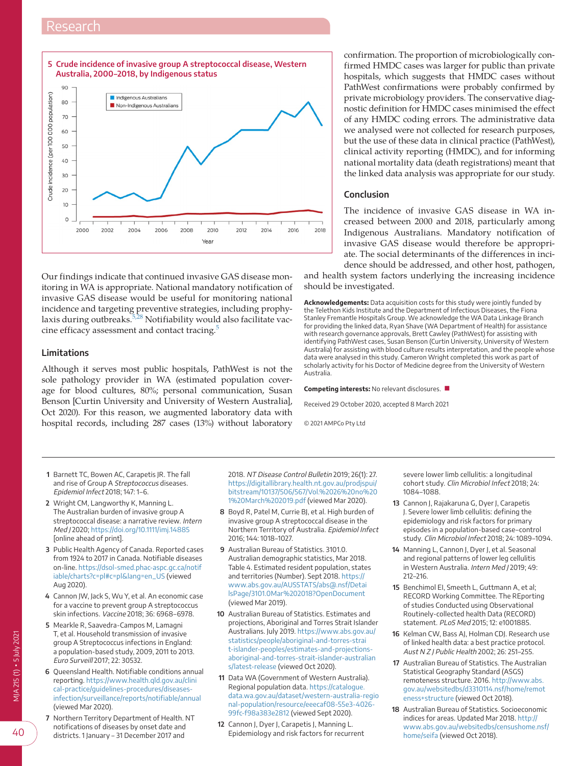**5 Crude incidence of invasive group A streptococcal disease, Western Australia, 2000–2018, by Indigenous status**

Our findings indicate that continued invasive GAS disease monitoring in WA is appropriate. National mandatory notification of invasive GAS disease would be useful for monitoring national incidence and targeting preventive strategies, including prophylaxis during outbreaks.[5,28] Notifiability would also facilitate vaccine efficacy assessment and contact tracing.[5]

## Limitations

Although it serves most public hospitals, PathWest is not the sole pathology provider in WA (estimated population coverage for blood cultures, 80%; personal communication, Susan Benson [Curtin University and University of Western Australia], Oct 2020). For this reason, we augmented laboratory data with hospital records, including 287 cases (13%) without laboratory confirmation. The proportion of microbiologically confirmed HMDC cases was larger for public than private hospitals, which suggests that HMDC cases without PathWest confirmations were probably confirmed by private microbiology providers. The conservative diagnostic definition for HMDC cases minimised the effect of any HMDC coding errors. The administrative data we analysed were not collected for research purposes, but the use of these data in clinical practice (PathWest), clinical activity reporting (HMDC), and for informing national mortality data (death registrations) meant that the linked data analysis was appropriate for our study.

## Conclusion

The incidence of invasive GAS disease in WA increased between 2000 and 2018, particularly among Indigenous Australians. Mandatory notification of invasive GAS disease would therefore be appropriate. The social determinants of the differences in incidence should be addressed, and other host, pathogen, and health system factors underlying the increasing incidence should be investigated.

**Acknowledgements:** Data acquisition costs for this study were jointly funded by the Telethon Kids Institute and the Department of Infectious Diseases, the Fiona Stanley Fremantle Hospitals Group. We acknowledge the WA Data Linkage Branch for providing the linked data, Ryan Shave (WA Department of Health) for assistance with research governance approvals, Brett Cawley (PathWest) for assisting with identifying PathWest cases, Susan Benson (Curtin University, University of Western Australia) for assisting with blood culture results interpretation, and the people whose data were analysed in this study. Cameron Wright completed this work as part of scholarly activity for his Doctor of Medicine degree from the University of Western Australia.

**Competing interests:** No relevant disclosures.

Received 29 October 2020, accepted 8 March 2021

© 2021 AMPCo Pty Ltd

1. Barnett TC, Bowen AC, Carapetis JR. The fall and rise of Group A *Streptococcus* diseases. *Epidemiol Infect* 2018; 147: 1–6.
2. Wright CM, Langworthy K, Manning L. The Australian burden of invasive group A streptococcal disease: a narrative review. *Intern Med J* 2020; https://doi.org/10.1111/imj.14885 [online ahead of print].
3. Public Health Agency of Canada. Reported cases from 1924 to 2017 in Canada. Notifiable diseases on-line. https://dsol-smed.phac-aspc.gc.ca/notifiable/charts?c=pl#c=pl&lang=en_US (viewed Aug 2020).
4. Cannon JW, Jack S, Wu Y, et al. An economic case for a vaccine to prevent group A streptococcus skin infections. *Vaccine* 2018; 36: 6968–6978.
5. Mearkle R, Saavedra-Campos M, Lamagni T, et al. Household transmission of invasive group A Streptococcus infections in England: a population-based study, 2009, 2011 to 2013. *Euro Surveill* 2017; 22: 30532.
6. Queensland Health. Notifiable conditions annual reporting. https://www.health.qld.gov.au/clinical-practice/guidelines-procedures/diseases-infection/surveillance/reports/notifiable/annual (viewed Mar 2020).
7. Northern Territory Department of Health. NT notifications of diseases by onset date and districts. 1 January – 31 December 2017 and 2018. *NT Disease Control Bulletin* 2019; 26(1): 27. https://digitallibrary.health.nt.gov.au/prodjspui/bitstream/10137/506/567/Vol.%2026%20no%201%20March%202019.pdf (viewed Mar 2020).
8. Boyd R, Patel M, Currie BJ, et al. High burden of invasive group A streptococcal disease in the Northern Territory of Australia. *Epidemiol Infect* 2016; 144: 1018–1027.
9. Australian Bureau of Statistics. 3101.0. Australian demographic statistics, Mar 2018. Table 4. Estimated resident population, states and territories (Number). Sept 2018. https://www.abs.gov.au/AUSSTATS/abs@.nsf/DetailsPage/3101.0Mar%202018?OpenDocument (viewed Mar 2019).
10. Australian Bureau of Statistics. Estimates and projections, Aboriginal and Torres Strait Islander Australians. July 2019. https://www.abs.gov.au/statistics/people/aboriginal-and-torres-strait-islander-peoples/estimates-and-projections-aboriginal-and-torres-strait-islander-australians/latest-release (viewed Oct 2020).
11. Data WA (Government of Western Australia). Regional population data. https://catalogue.data.wa.gov.au/dataset/western-australia-regional-population/resource/eeecaf08-55e3-4026-99fc-f98a383e2812 (viewed Sept 2020).
12. Cannon J, Dyer J, Carapetis J, Manning L. Epidemiology and risk factors for recurrent severe lower limb cellulitis: a longitudinal cohort study. *Clin Microbiol Infect* 2018; 24: 1084–1088.
13. Cannon J, Rajakaruna G, Dyer J, Carapetis J. Severe lower limb cellulitis: defining the epidemiology and risk factors for primary episodes in a population-based case–control study. *Clin Microbiol Infect* 2018; 24: 1089–1094.
14. Manning L, Cannon J, Dyer J, et al. Seasonal and regional patterns of lower leg cellulitis in Western Australia. *Intern Med J* 2019; 49: 212–216.
15. Benchimol EI, Smeeth L, Guttmann A, et al; RECORD Working Committee. The REporting of studies Conducted using Observational Routinely-collected health Data (RECORD) statement. *PLoS Med* 2015; 12: e1001885.
16. Kelman CW, Bass AJ, Holman CDJ. Research use of linked health data: a best practice protocol. *Aust N Z J Public Health* 2002; 26: 251–255.
17. Australian Bureau of Statistics. The Australian Statistical Geography Standard (ASGS) remoteness structure. 2016. http://www.abs.gov.au/websitedbs/d3310114.nsf/home/remoteness+structure (viewed Oct 2018).
18. Australian Bureau of Statistics. Socioeconomic indices for areas. Updated Mar 2018. http://www.abs.gov.au/websitedbs/censushome.nsf/home/seifa (viewed Oct 2018).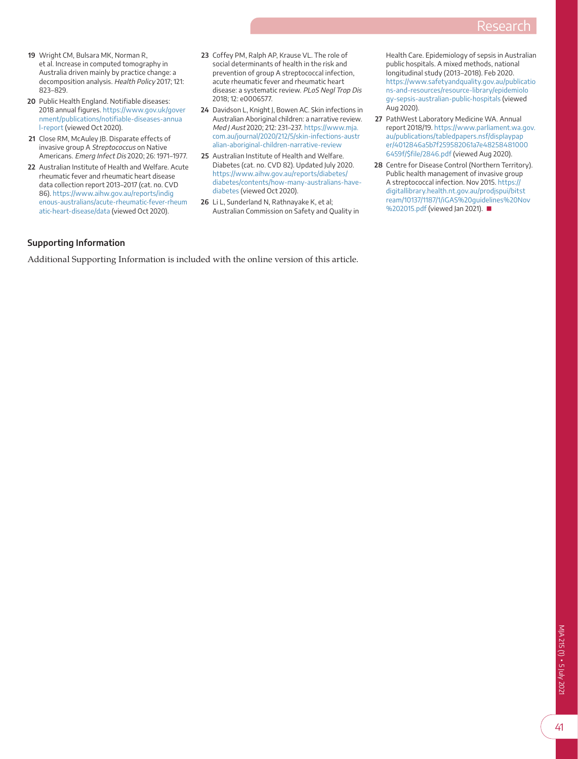19 Wright CM, Bulsara MK, Norman R, et al. Increase in computed tomography in Australia driven mainly by practice change: a decomposition analysis. *Health Policy* 2017; 121: 823–829.

20 Public Health England. Notifiable diseases: 2018 annual figures. https://www.gov.uk/government/publications/notifiable-diseases-annual-report (viewed Oct 2020).

21 Close RM, McAuley JB. Disparate effects of invasive group A *Streptococcus* on Native Americans. *Emerg Infect Dis* 2020; 26: 1971–1977.

22 Australian Institute of Health and Welfare. Acute rheumatic fever and rheumatic heart disease data collection report 2013–2017 (cat. no. CVD 86). https://www.aihw.gov.au/reports/indigenous-australians/acute-rheumatic-fever-rheumatic-heart-disease/data (viewed Oct 2020).

23 Coffey PM, Ralph AP, Krause VL. The role of social determinants of health in the risk and prevention of group A streptococcal infection, acute rheumatic fever and rheumatic heart disease: a systematic review. *PLoS Negl Trop Dis* 2018; 12: e0006577.

24 Davidson L, Knight J, Bowen AC. Skin infections in Australian Aboriginal children: a narrative review. *Med J Aust* 2020; 212: 231–237. https://www.mja.com.au/journal/2020/212/5/skin-infections-australian-aboriginal-children-narrative-review

25 Australian Institute of Health and Welfare. Diabetes (cat. no. CVD 82). Updated July 2020. https://www.aihw.gov.au/reports/diabetes/diabetes/contents/how-many-australians-have-diabetes (viewed Oct 2020).

26 Li L, Sunderland N, Rathnayake K, et al; Australian Commission on Safety and Quality in Health Care. Epidemiology of sepsis in Australian public hospitals. A mixed methods, national longitudinal study (2013–2018). Feb 2020. https://www.safetyandquality.gov.au/publications-and-resources/resource-library/epidemiology-sepsis-australian-public-hospitals (viewed Aug 2020).

27 PathWest Laboratory Medicine WA. Annual report 2018/19. https://www.parliament.wa.gov.au/publications/tabledpapers.nsf/displaypaper/4012846a5b7f259582061a7e482584810006459f/$file/2846.pdf (viewed Aug 2020).

28 Centre for Disease Control (Northern Territory). Public health management of invasive group A streptococcal infection. Nov 2015. https://digitallibrary.health.nt.gov.au/prodjspui/bitstream/10137/1187/1/iGAS%20guidelines%20Nov%202015.pdf (viewed Jan 2021). ■

## Supporting Information

Additional Supporting Information is included with the online version of this article.